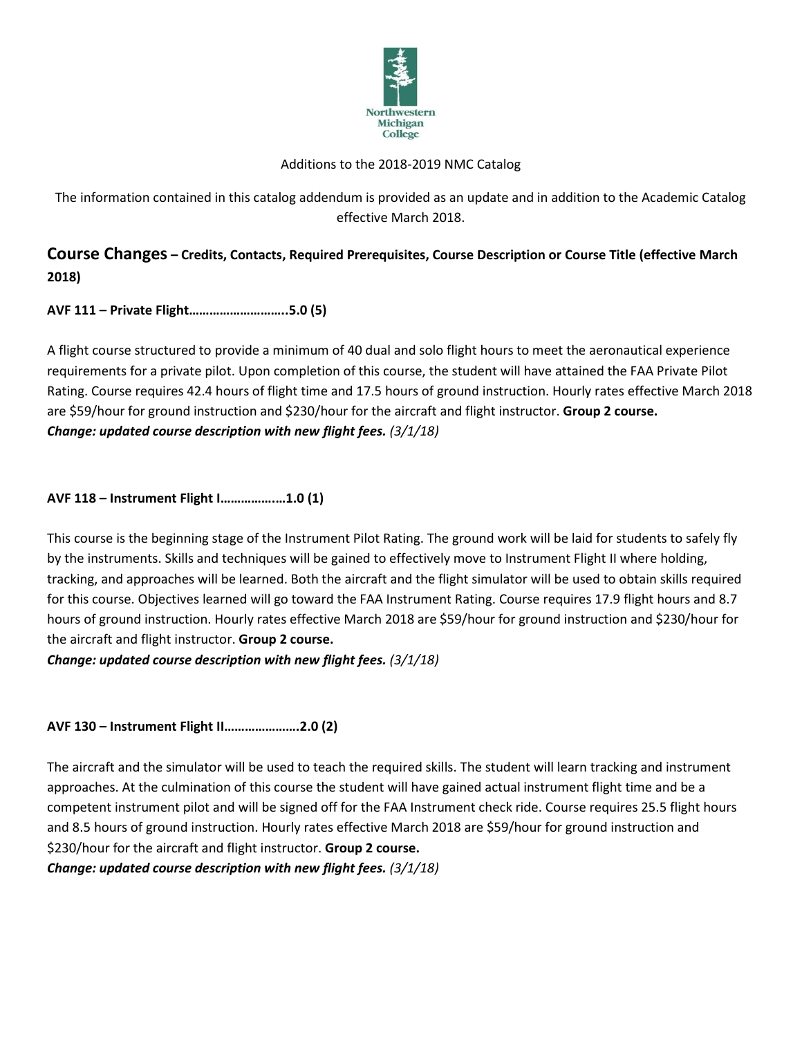Northwestern Michigan College

Additions to the 2018-2019 NMC Catalog

The information contained in this catalog addendum is provided as an update and in addition to the Academic Catalog effective March 2018.

## Course Changes – Credits, Contacts, Required Prerequisites, Course Description or Course Title (effective March 2018)

**AVF 111 – Private Flight………………………..5.0 (5)**

A flight course structured to provide a minimum of 40 dual and solo flight hours to meet the aeronautical experience requirements for a private pilot. Upon completion of this course, the student will have attained the FAA Private Pilot Rating. Course requires 42.4 hours of flight time and 17.5 hours of ground instruction. Hourly rates effective March 2018 are $59/hour for ground instruction and $230/hour for the aircraft and flight instructor. **Group 2 course.**
***Change: updated course description with new flight fees.*** *(3/1/18)*

**AVF 118 – Instrument Flight I…………….…1.0 (1)**

This course is the beginning stage of the Instrument Pilot Rating. The ground work will be laid for students to safely fly by the instruments. Skills and techniques will be gained to effectively move to Instrument Flight II where holding, tracking, and approaches will be learned. Both the aircraft and the flight simulator will be used to obtain skills required for this course. Objectives learned will go toward the FAA Instrument Rating. Course requires 17.9 flight hours and 8.7 hours of ground instruction. Hourly rates effective March 2018 are $59/hour for ground instruction and $230/hour for the aircraft and flight instructor. **Group 2 course.**
***Change: updated course description with new flight fees.*** *(3/1/18)*

**AVF 130 – Instrument Flight II…………………2.0 (2)**

The aircraft and the simulator will be used to teach the required skills. The student will learn tracking and instrument approaches. At the culmination of this course the student will have gained actual instrument flight time and be a competent instrument pilot and will be signed off for the FAA Instrument check ride. Course requires 25.5 flight hours and 8.5 hours of ground instruction. Hourly rates effective March 2018 are $59/hour for ground instruction and $230/hour for the aircraft and flight instructor. **Group 2 course.**
***Change: updated course description with new flight fees.*** *(3/1/18)*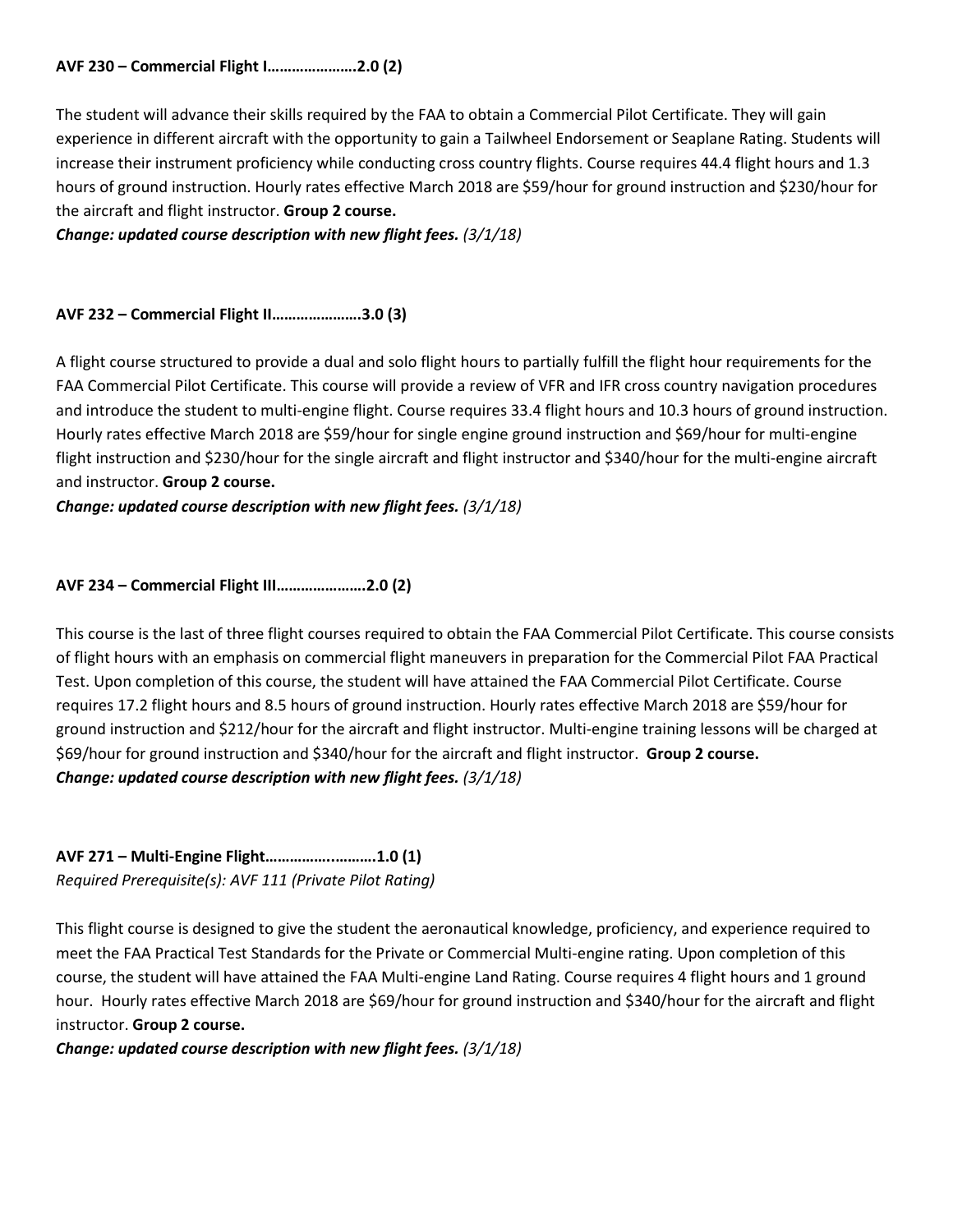**AVF 230 – Commercial Flight I………………….2.0 (2)**

The student will advance their skills required by the FAA to obtain a Commercial Pilot Certificate. They will gain experience in different aircraft with the opportunity to gain a Tailwheel Endorsement or Seaplane Rating. Students will increase their instrument proficiency while conducting cross country flights. Course requires 44.4 flight hours and 1.3 hours of ground instruction. Hourly rates effective March 2018 are $59/hour for ground instruction and $230/hour for the aircraft and flight instructor. **Group 2 course.**

***Change: updated course description with new flight fees.*** *(3/1/18)*

**AVF 232 – Commercial Flight II………………….3.0 (3)**

A flight course structured to provide a dual and solo flight hours to partially fulfill the flight hour requirements for the FAA Commercial Pilot Certificate. This course will provide a review of VFR and IFR cross country navigation procedures and introduce the student to multi-engine flight. Course requires 33.4 flight hours and 10.3 hours of ground instruction. Hourly rates effective March 2018 are $59/hour for single engine ground instruction and $69/hour for multi-engine flight instruction and $230/hour for the single aircraft and flight instructor and $340/hour for the multi-engine aircraft and instructor. **Group 2 course.**

***Change: updated course description with new flight fees.*** *(3/1/18)*

**AVF 234 – Commercial Flight III………………….2.0 (2)**

This course is the last of three flight courses required to obtain the FAA Commercial Pilot Certificate. This course consists of flight hours with an emphasis on commercial flight maneuvers in preparation for the Commercial Pilot FAA Practical Test. Upon completion of this course, the student will have attained the FAA Commercial Pilot Certificate. Course requires 17.2 flight hours and 8.5 hours of ground instruction. Hourly rates effective March 2018 are $59/hour for ground instruction and $212/hour for the aircraft and flight instructor. Multi-engine training lessons will be charged at $69/hour for ground instruction and $340/hour for the aircraft and flight instructor. **Group 2 course.**

***Change: updated course description with new flight fees.*** *(3/1/18)*

**AVF 271 – Multi-Engine Flight…………..……….1.0 (1)**

*Required Prerequisite(s): AVF 111 (Private Pilot Rating)*

This flight course is designed to give the student the aeronautical knowledge, proficiency, and experience required to meet the FAA Practical Test Standards for the Private or Commercial Multi-engine rating. Upon completion of this course, the student will have attained the FAA Multi-engine Land Rating. Course requires 4 flight hours and 1 ground hour. Hourly rates effective March 2018 are $69/hour for ground instruction and $340/hour for the aircraft and flight instructor. **Group 2 course.**

***Change: updated course description with new flight fees.*** *(3/1/18)*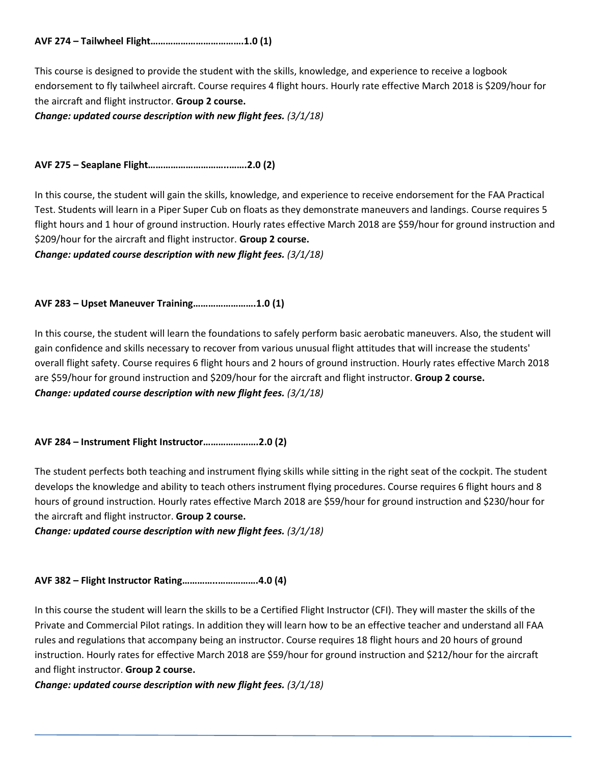**AVF 274 – Tailwheel Flight……………………………….1.0 (1)**

This course is designed to provide the student with the skills, knowledge, and experience to receive a logbook endorsement to fly tailwheel aircraft. Course requires 4 flight hours. Hourly rate effective March 2018 is $209/hour for the aircraft and flight instructor. **Group 2 course.**

***Change: updated course description with new flight fees.*** *(3/1/18)*

**AVF 275 – Seaplane Flight…………………………..……2.0 (2)**

In this course, the student will gain the skills, knowledge, and experience to receive endorsement for the FAA Practical Test. Students will learn in a Piper Super Cub on floats as they demonstrate maneuvers and landings. Course requires 5 flight hours and 1 hour of ground instruction. Hourly rates effective March 2018 are $59/hour for ground instruction and $209/hour for the aircraft and flight instructor. **Group 2 course.**

***Change: updated course description with new flight fees.*** *(3/1/18)*

**AVF 283 – Upset Maneuver Training…………………….1.0 (1)**

In this course, the student will learn the foundations to safely perform basic aerobatic maneuvers. Also, the student will gain confidence and skills necessary to recover from various unusual flight attitudes that will increase the students' overall flight safety. Course requires 6 flight hours and 2 hours of ground instruction. Hourly rates effective March 2018 are $59/hour for ground instruction and $209/hour for the aircraft and flight instructor. **Group 2 course.**

***Change: updated course description with new flight fees.*** *(3/1/18)*

**AVF 284 – Instrument Flight Instructor………………….2.0 (2)**

The student perfects both teaching and instrument flying skills while sitting in the right seat of the cockpit. The student develops the knowledge and ability to teach others instrument flying procedures. Course requires 6 flight hours and 8 hours of ground instruction. Hourly rates effective March 2018 are $59/hour for ground instruction and $230/hour for the aircraft and flight instructor. **Group 2 course.**

***Change: updated course description with new flight fees.*** *(3/1/18)*

**AVF 382 – Flight Instructor Rating…………..……………4.0 (4)**

In this course the student will learn the skills to be a Certified Flight Instructor (CFI). They will master the skills of the Private and Commercial Pilot ratings. In addition they will learn how to be an effective teacher and understand all FAA rules and regulations that accompany being an instructor. Course requires 18 flight hours and 20 hours of ground instruction. Hourly rates for effective March 2018 are $59/hour for ground instruction and $212/hour for the aircraft and flight instructor. **Group 2 course.**

***Change: updated course description with new flight fees.*** *(3/1/18)*